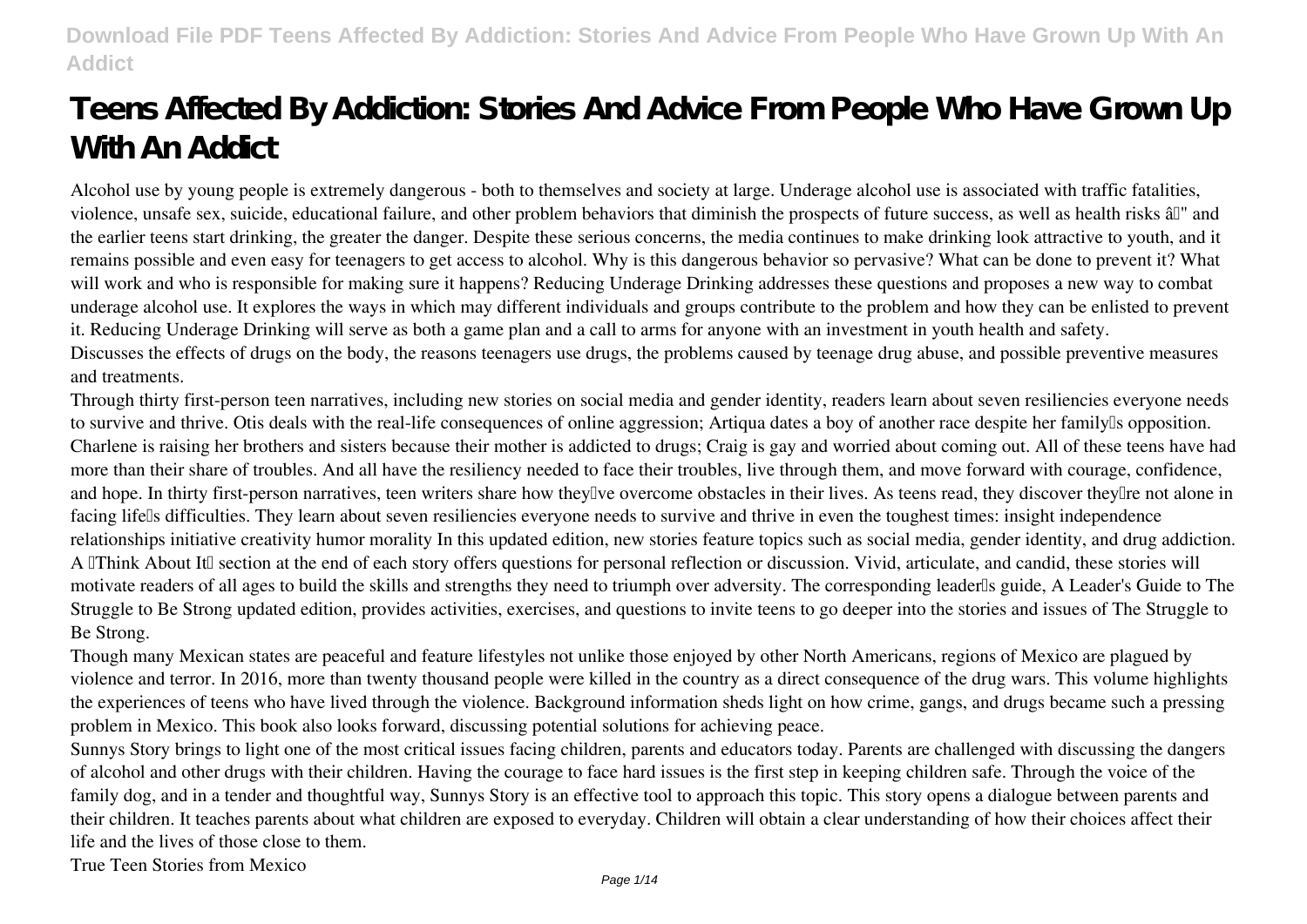# Teens Affected By Addiction: Stories And Advice From People Who Have Grown Up With An Addict

Alcohol use by young people is extremely dangerous - both to themselves and society at large. Underage alcohol use is associated with traffic fatalities, violence, unsafe sex, suicide, educational failure, and other problem behaviors that diminish the prospects of future success, as well as health risks â€" and the earlier teens start drinking, the greater the danger. Despite these serious concerns, the media continues to make drinking look attractive to youth, and it remains possible and even easy for teenagers to get access to alcohol. Why is this dangerous behavior so pervasive? What can be done to prevent it? What will work and who is responsible for making sure it happens? Reducing Underage Drinking addresses these questions and proposes a new way to combat underage alcohol use. It explores the ways in which may different individuals and groups contribute to the problem and how they can be enlisted to prevent it. Reducing Underage Drinking will serve as both a game plan and a call to arms for anyone with an investment in youth health and safety.

Discusses the effects of drugs on the body, the reasons teenagers use drugs, the problems caused by teenage drug abuse, and possible preventive measures and treatments.

Through thirty first-person teen narratives, including new stories on social media and gender identity, readers learn about seven resiliencies everyone needs to survive and thrive. Otis deals with the real-life consequences of online aggression; Artiqua dates a boy of another race despite her family's opposition. Charlene is raising her brothers and sisters because their mother is addicted to drugs; Craig is gay and worried about coming out. All of these teens have had more than their share of troubles. And all have the resiliency needed to face their troubles, live through them, and move forward with courage, confidence, and hope. In thirty first-person narratives, teen writers share how they've overcome obstacles in their lives. As teens read, they discover they're not alone in facing life's difficulties. They learn about seven resiliencies everyone needs to survive and thrive in even the toughest times: insight independence relationships initiative creativity humor morality In this updated edition, new stories feature topics such as social media, gender identity, and drug addiction. A "Think About It" section at the end of each story offers questions for personal reflection or discussion. Vivid, articulate, and candid, these stories will motivate readers of all ages to build the skills and strengths they need to triumph over adversity. The corresponding leader's guide, A Leader's Guide to The Struggle to Be Strong updated edition, provides activities, exercises, and questions to invite teens to go deeper into the stories and issues of The Struggle to Be Strong.

Though many Mexican states are peaceful and feature lifestyles not unlike those enjoyed by other North Americans, regions of Mexico are plagued by violence and terror. In 2016, more than twenty thousand people were killed in the country as a direct consequence of the drug wars. This volume highlights the experiences of teens who have lived through the violence. Background information sheds light on how crime, gangs, and drugs became such a pressing problem in Mexico. This book also looks forward, discussing potential solutions for achieving peace.

Sunnys Story brings to light one of the most critical issues facing children, parents and educators today. Parents are challenged with discussing the dangers of alcohol and other drugs with their children. Having the courage to face hard issues is the first step in keeping children safe. Through the voice of the family dog, and in a tender and thoughtful way, Sunnys Story is an effective tool to approach this topic. This story opens a dialogue between parents and their children. It teaches parents about what children are exposed to everyday. Children will obtain a clear understanding of how their choices affect their life and the lives of those close to them.

True Teen Stories from Mexico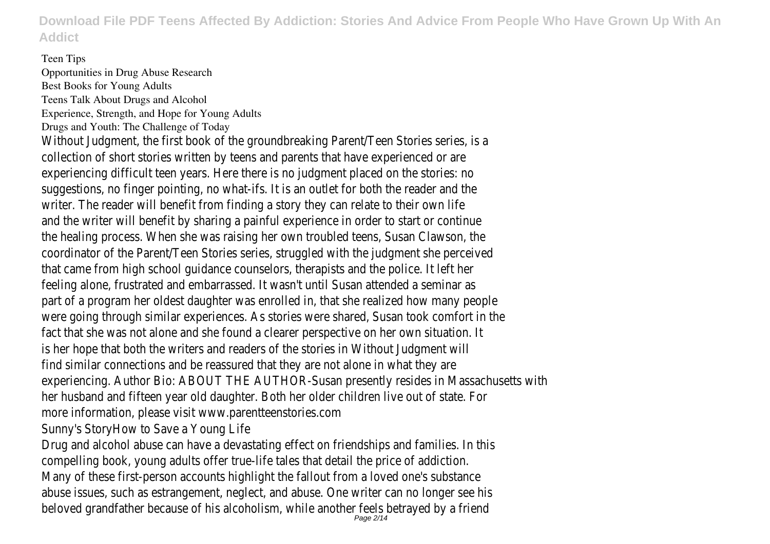Teen Tips

Opportunities in Drug Abuse Research

Best Books for Young Adults

Teens Talk About Drugs and Alcohol

Experience, Strength, and Hope for Young Adults

Drugs and Youth: The Challenge of Today

Without Judgment, the first book of the groundbreaking Parent/Teen Stories series, is a collection of short stories written by teens and parents that have experienced or are experiencing difficult teen years. Here there is no judgment placed on the stories: no suggestions, no finger pointing, no what-ifs. It is an outlet for both the reader and the writer. The reader will benefit from finding a story they can relate to their own life and the writer will benefit by sharing a painful experience in order to start or continue the healing process. When she was raising her own troubled teens, Susan Clawson, the coordinator of the Parent/Teen Stories series, struggled with the judgment she perceived that came from high school guidance counselors, therapists and the police. It left her feeling alone, frustrated and embarrassed. It wasn't until Susan attended a seminar as part of a program her oldest daughter was enrolled in, that she realized how many people were going through similar experiences. As stories were shared, Susan took comfort in the fact that she was not alone and she found a clearer perspective on her own situation. It is her hope that both the writers and readers of the stories in Without Judgment will find similar connections and be reassured that they are not alone in what they are experiencing. Author Bio: ABOUT THE AUTHOR-Susan presently resides in Massachusetts with her husband and fifteen year old daughter. Both her older children live out of state. For more information, please visit www.parentteenstories.com

Sunny's StoryHow to Save a Young Life

Drug and alcohol abuse can have a devastating effect on friendships and families. In this compelling book, young adults offer true-life tales that detail the price of addiction. Many of these first-person accounts highlight the fallout from a loved one's substance abuse issues, such as estrangement, neglect, and abuse. One writer can no longer see his beloved grandfather because of his alcoholism, while another feels betrayed by a friend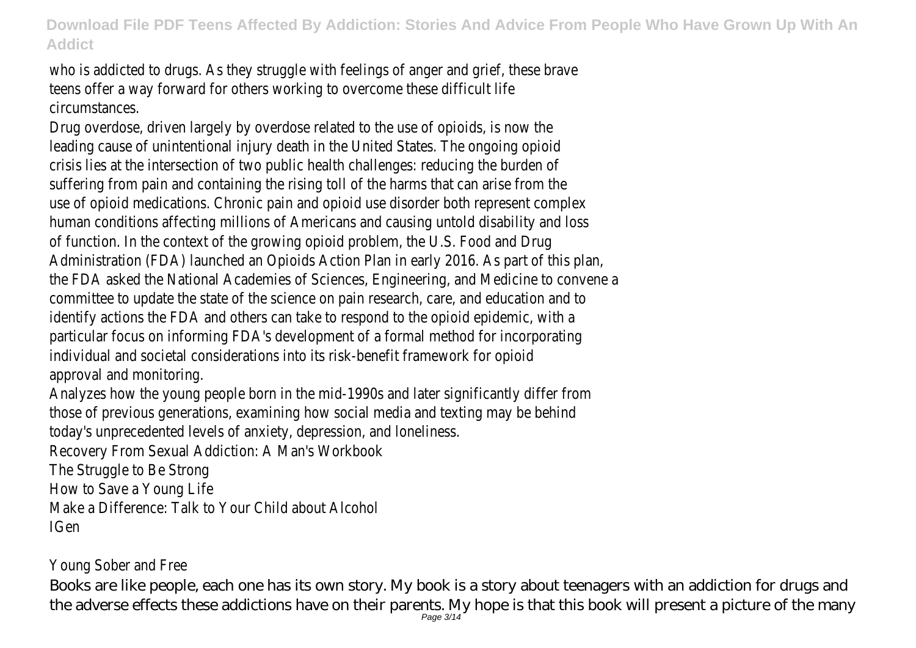who is addicted to drugs. As they struggle with feelings of anger and grief, these brave teens offer a way forward for others working to overcome these difficult life circumstances.

Drug overdose, driven largely by overdose related to the use of opioids, is now the leading cause of unintentional injury death in the United States. The ongoing opioid crisis lies at the intersection of two public health challenges: reducing the burden of suffering from pain and containing the rising toll of the harms that can arise from the use of opioid medications. Chronic pain and opioid use disorder both represent complex human conditions affecting millions of Americans and causing untold disability and loss of function. In the context of the growing opioid problem, the U.S. Food and Drug Administration (FDA) launched an Opioids Action Plan in early 2016. As part of this plan, the FDA asked the National Academies of Sciences, Engineering, and Medicine to convene a committee to update the state of the science on pain research, care, and education and to identify actions the FDA and others can take to respond to the opioid epidemic, with a particular focus on informing FDA's development of a formal method for incorporating individual and societal considerations into its risk-benefit framework for opioid approval and monitoring.

Analyzes how the young people born in the mid-1990s and later significantly differ from those of previous generations, examining how social media and texting may be behind today's unprecedented levels of anxiety, depression, and loneliness.

Recovery From Sexual Addiction: A Man's Workbook

The Struggle to Be Strong

How to Save a Young Life

Make a Difference: Talk to Your Child about Alcohol

IGen

Young Sober and Free

Books are like people, each one has its own story. My book is a story about teenagers with an addiction for drugs and the adverse effects these addictions have on their parents. My hope is that this book will present a picture of the many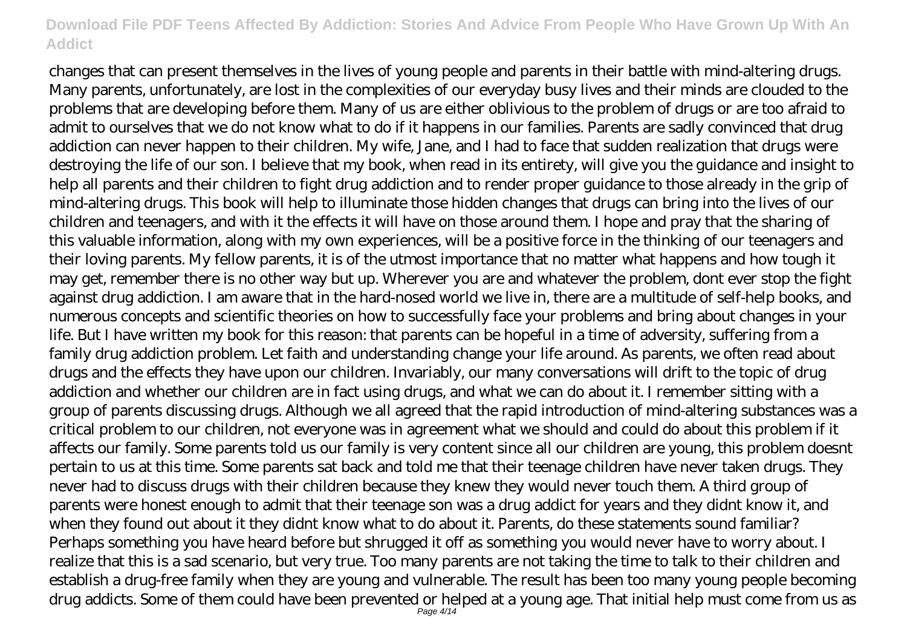changes that can present themselves in the lives of young people and parents in their battle with mind-altering drugs. Many parents, unfortunately, are lost in the complexities of our everyday busy lives and their minds are clouded to the problems that are developing before them. Many of us are either oblivious to the problem of drugs or are too afraid to admit to ourselves that we do not know what to do if it happens in our families. Parents are sadly convinced that drug addiction can never happen to their children. My wife, Jane, and I had to face that sudden realization that drugs were destroying the life of our son. I believe that my book, when read in its entirety, will give you the guidance and insight to help all parents and their children to fight drug addiction and to render proper guidance to those already in the grip of mind-altering drugs. This book will help to illuminate those hidden changes that drugs can bring into the lives of our children and teenagers, and with it the effects it will have on those around them. I hope and pray that the sharing of this valuable information, along with my own experiences, will be a positive force in the thinking of our teenagers and their loving parents. My fellow parents, it is of the utmost importance that no matter what happens and how tough it may get, remember there is no other way but up. Wherever you are and whatever the problem, dont ever stop the fight against drug addiction. I am aware that in the hard-nosed world we live in, there are a multitude of self-help books, and numerous concepts and scientific theories on how to successfully face your problems and bring about changes in your life. But I have written my book for this reason: that parents can be hopeful in a time of adversity, suffering from a family drug addiction problem. Let faith and understanding change your life around. As parents, we often read about drugs and the effects they have upon our children. Invariably, our many conversations will drift to the topic of drug addiction and whether our children are in fact using drugs, and what we can do about it. I remember sitting with a group of parents discussing drugs. Although we all agreed that the rapid introduction of mind-altering substances was a critical problem to our children, not everyone was in agreement what we should and could do about this problem if it affects our family. Some parents told us our family is very content since all our children are young, this problem doesnt pertain to us at this time. Some parents sat back and told me that their teenage children have never taken drugs. They never had to discuss drugs with their children because they knew they would never touch them. A third group of parents were honest enough to admit that their teenage son was a drug addict for years and they didnt know it, and when they found out about it they didnt know what to do about it. Parents, do these statements sound familiar? Perhaps something you have heard before but shrugged it off as something you would never have to worry about. I realize that this is a sad scenario, but very true. Too many parents are not taking the time to talk to their children and establish a drug-free family when they are young and vulnerable. The result has been too many young people becoming drug addicts. Some of them could have been prevented or helped at a young age. That initial help must come from us as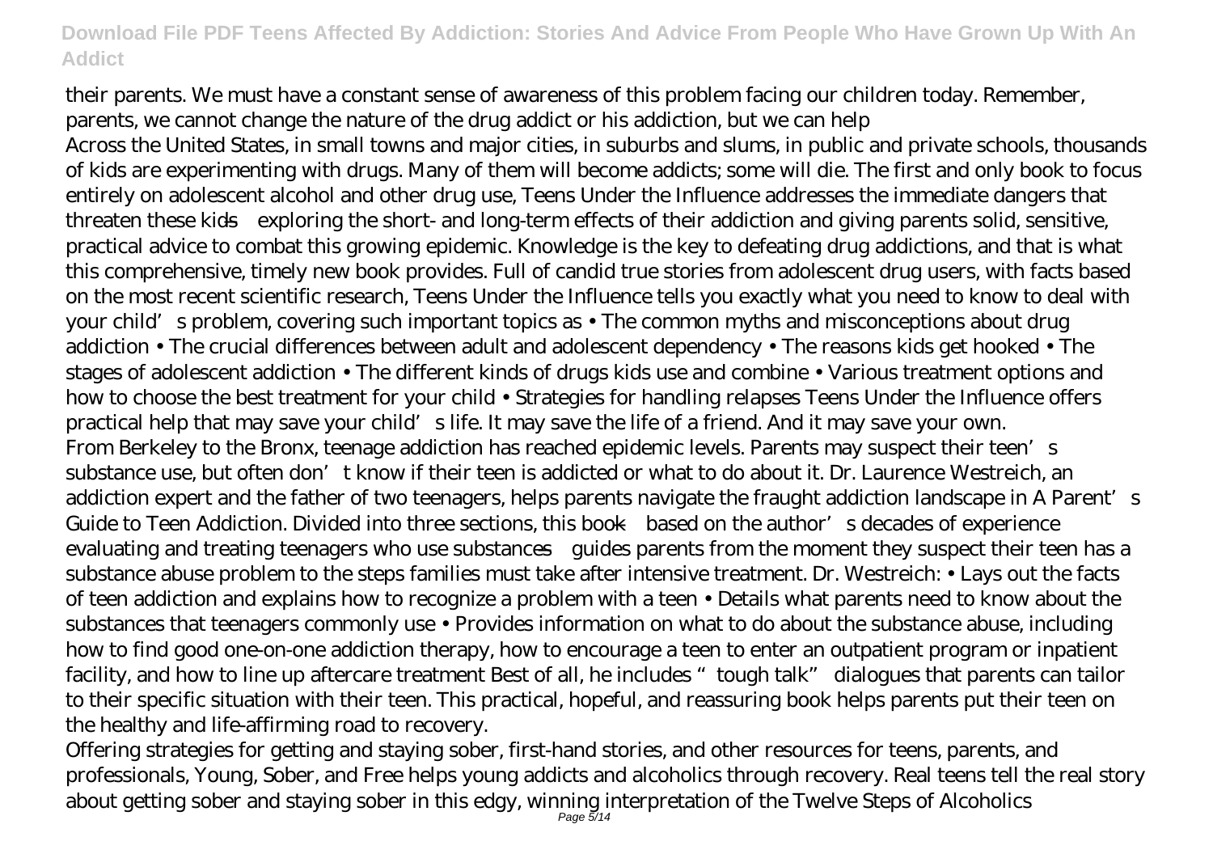their parents. We must have a constant sense of awareness of this problem facing our children today. Remember, parents, we cannot change the nature of the drug addict or his addiction, but we can help

Across the United States, in small towns and major cities, in suburbs and slums, in public and private schools, thousands of kids are experimenting with drugs. Many of them will become addicts; some will die. The first and only book to focus entirely on adolescent alcohol and other drug use, Teens Under the Influence addresses the immediate dangers that threaten these kids—exploring the short- and long-term effects of their addiction and giving parents solid, sensitive, practical advice to combat this growing epidemic. Knowledge is the key to defeating drug addictions, and that is what this comprehensive, timely new book provides. Full of candid true stories from adolescent drug users, with facts based on the most recent scientific research, Teens Under the Influence tells you exactly what you need to know to deal with your child's problem, covering such important topics as • The common myths and misconceptions about drug addiction • The crucial differences between adult and adolescent dependency • The reasons kids get hooked • The stages of adolescent addiction • The different kinds of drugs kids use and combine • Various treatment options and how to choose the best treatment for your child • Strategies for handling relapses Teens Under the Influence offers practical help that may save your child's life. It may save the life of a friend. And it may save your own.

From Berkeley to the Bronx, teenage addiction has reached epidemic levels. Parents may suspect their teen's substance use, but often don't know if their teen is addicted or what to do about it. Dr. Laurence Westreich, an addiction expert and the father of two teenagers, helps parents navigate the fraught addiction landscape in A Parent's Guide to Teen Addiction. Divided into three sections, this book—based on the author's decades of experience evaluating and treating teenagers who use substances—guides parents from the moment they suspect their teen has a substance abuse problem to the steps families must take after intensive treatment. Dr. Westreich: • Lays out the facts of teen addiction and explains how to recognize a problem with a teen • Details what parents need to know about the substances that teenagers commonly use • Provides information on what to do about the substance abuse, including how to find good one-on-one addiction therapy, how to encourage a teen to enter an outpatient program or inpatient facility, and how to line up aftercare treatment Best of all, he includes "tough talk" dialogues that parents can tailor to their specific situation with their teen. This practical, hopeful, and reassuring book helps parents put their teen on the healthy and life-affirming road to recovery.

Offering strategies for getting and staying sober, first-hand stories, and other resources for teens, parents, and professionals, Young, Sober, and Free helps young addicts and alcoholics through recovery. Real teens tell the real story about getting sober and staying sober in this edgy, winning interpretation of the Twelve Steps of Alcoholics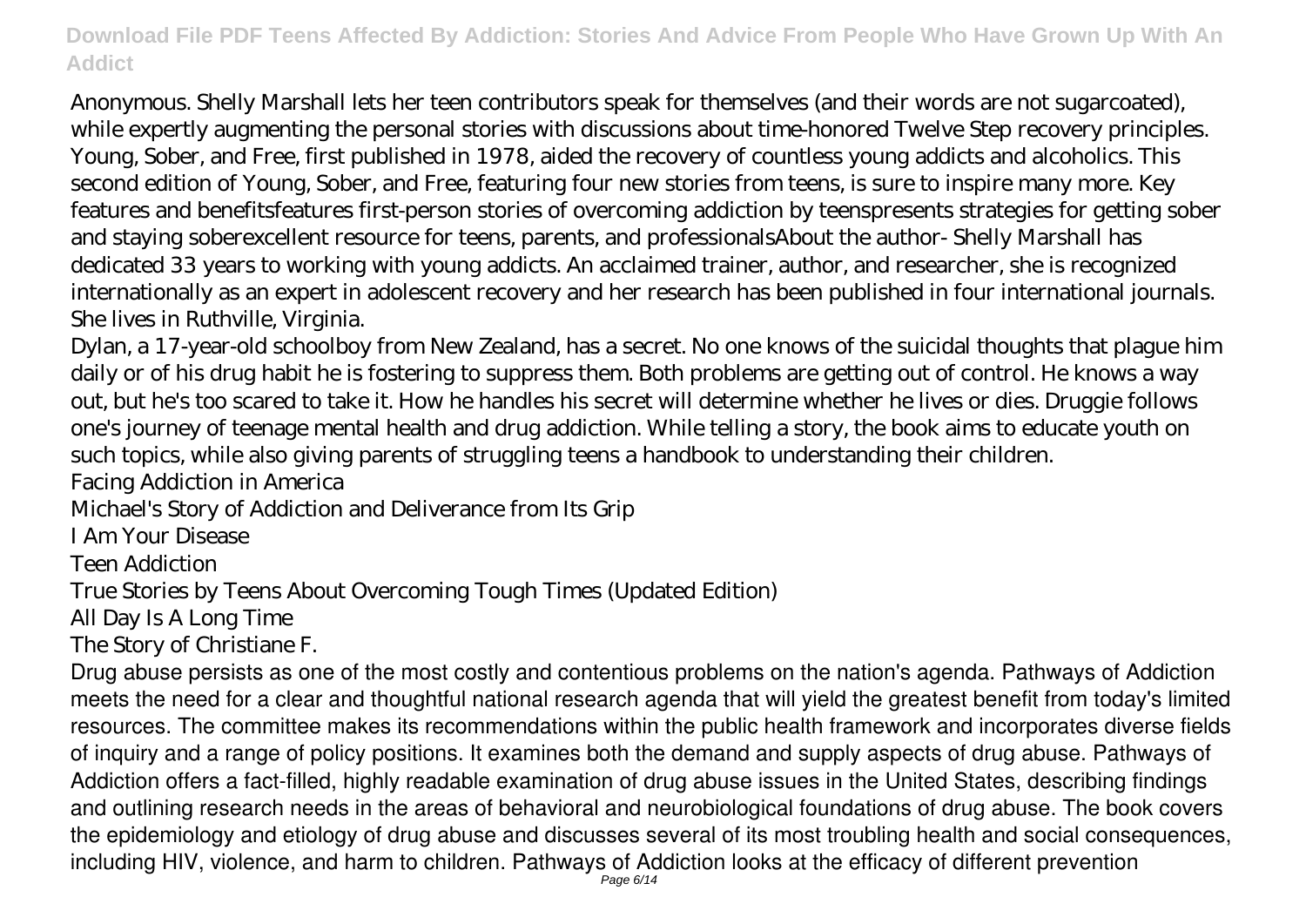Anonymous. Shelly Marshall lets her teen contributors speak for themselves (and their words are not sugarcoated), while expertly augmenting the personal stories with discussions about time-honored Twelve Step recovery principles. Young, Sober, and Free, first published in 1978, aided the recovery of countless young addicts and alcoholics. This second edition of Young, Sober, and Free, featuring four new stories from teens, is sure to inspire many more. Key features and benefitsfeatures first-person stories of overcoming addiction by teenspresents strategies for getting sober and staying soberexcellent resource for teens, parents, and professionalsAbout the author- Shelly Marshall has dedicated 33 years to working with young addicts. An acclaimed trainer, author, and researcher, she is recognized internationally as an expert in adolescent recovery and her research has been published in four international journals. She lives in Ruthville, Virginia.

Dylan, a 17-year-old schoolboy from New Zealand, has a secret. No one knows of the suicidal thoughts that plague him daily or of his drug habit he is fostering to suppress them. Both problems are getting out of control. He knows a way out, but he's too scared to take it. How he handles his secret will determine whether he lives or dies. Druggie follows one's journey of teenage mental health and drug addiction. While telling a story, the book aims to educate youth on such topics, while also giving parents of struggling teens a handbook to understanding their children.

Facing Addiction in America

Michael's Story of Addiction and Deliverance from Its Grip

I Am Your Disease

Teen Addiction

True Stories by Teens About Overcoming Tough Times (Updated Edition)

All Day Is A Long Time

The Story of Christiane F.

Drug abuse persists as one of the most costly and contentious problems on the nation's agenda. Pathways of Addiction meets the need for a clear and thoughtful national research agenda that will yield the greatest benefit from today's limited resources. The committee makes its recommendations within the public health framework and incorporates diverse fields of inquiry and a range of policy positions. It examines both the demand and supply aspects of drug abuse. Pathways of Addiction offers a fact-filled, highly readable examination of drug abuse issues in the United States, describing findings and outlining research needs in the areas of behavioral and neurobiological foundations of drug abuse. The book covers the epidemiology and etiology of drug abuse and discusses several of its most troubling health and social consequences, including HIV, violence, and harm to children. Pathways of Addiction looks at the efficacy of different prevention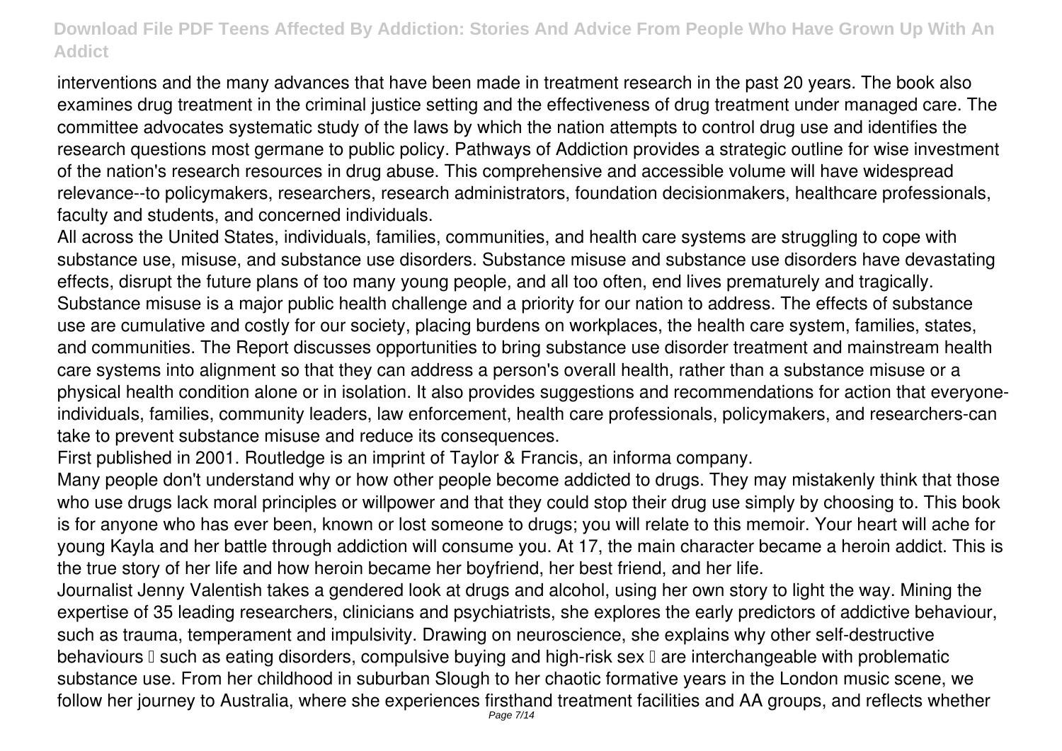interventions and the many advances that have been made in treatment research in the past 20 years. The book also examines drug treatment in the criminal justice setting and the effectiveness of drug treatment under managed care. The committee advocates systematic study of the laws by which the nation attempts to control drug use and identifies the research questions most germane to public policy. Pathways of Addiction provides a strategic outline for wise investment of the nation's research resources in drug abuse. This comprehensive and accessible volume will have widespread relevance--to policymakers, researchers, research administrators, foundation decisionmakers, healthcare professionals, faculty and students, and concerned individuals.

All across the United States, individuals, families, communities, and health care systems are struggling to cope with substance use, misuse, and substance use disorders. Substance misuse and substance use disorders have devastating effects, disrupt the future plans of too many young people, and all too often, end lives prematurely and tragically. Substance misuse is a major public health challenge and a priority for our nation to address. The effects of substance use are cumulative and costly for our society, placing burdens on workplaces, the health care system, families, states, and communities. The Report discusses opportunities to bring substance use disorder treatment and mainstream health care systems into alignment so that they can address a person's overall health, rather than a substance misuse or a physical health condition alone or in isolation. It also provides suggestions and recommendations for action that everyone-individuals, families, community leaders, law enforcement, health care professionals, policymakers, and researchers-can take to prevent substance misuse and reduce its consequences.

First published in 2001. Routledge is an imprint of Taylor & Francis, an informa company.

Many people don't understand why or how other people become addicted to drugs. They may mistakenly think that those who use drugs lack moral principles or willpower and that they could stop their drug use simply by choosing to. This book is for anyone who has ever been, known or lost someone to drugs; you will relate to this memoir. Your heart will ache for young Kayla and her battle through addiction will consume you. At 17, the main character became a heroin addict. This is the true story of her life and how heroin became her boyfriend, her best friend, and her life.

Journalist Jenny Valentish takes a gendered look at drugs and alcohol, using her own story to light the way. Mining the expertise of 35 leading researchers, clinicians and psychiatrists, she explores the early predictors of addictive behaviour, such as trauma, temperament and impulsivity. Drawing on neuroscience, she explains why other self-destructive behaviours – such as eating disorders, compulsive buying and high-risk sex – are interchangeable with problematic substance use. From her childhood in suburban Slough to her chaotic formative years in the London music scene, we follow her journey to Australia, where she experiences firsthand treatment facilities and AA groups, and reflects whether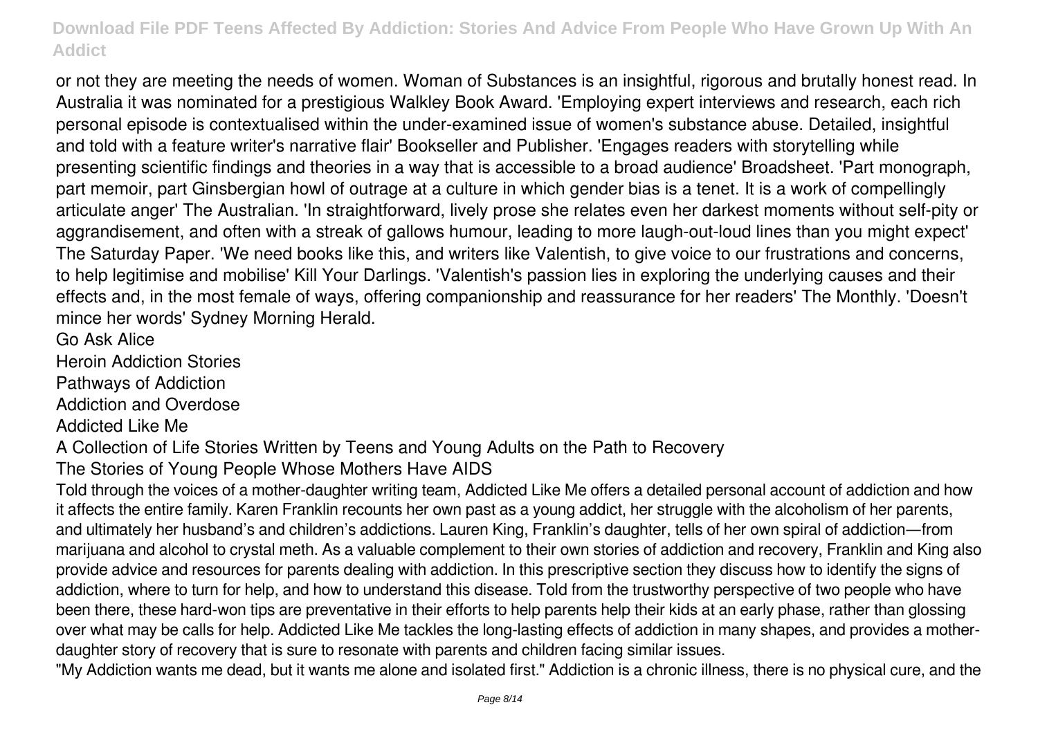or not they are meeting the needs of women. Woman of Substances is an insightful, rigorous and brutally honest read. In Australia it was nominated for a prestigious Walkley Book Award. 'Employing expert interviews and research, each rich personal episode is contextualised within the under-examined issue of women's substance abuse. Detailed, insightful and told with a feature writer's narrative flair' Bookseller and Publisher. 'Engages readers with storytelling while presenting scientific findings and theories in a way that is accessible to a broad audience' Broadsheet. 'Part monograph, part memoir, part Ginsbergian howl of outrage at a culture in which gender bias is a tenet. It is a work of compellingly articulate anger' The Australian. 'In straightforward, lively prose she relates even her darkest moments without self-pity or aggrandisement, and often with a streak of gallows humour, leading to more laugh-out-loud lines than you might expect' The Saturday Paper. 'We need books like this, and writers like Valentish, to give voice to our frustrations and concerns, to help legitimise and mobilise' Kill Your Darlings. 'Valentish's passion lies in exploring the underlying causes and their effects and, in the most female of ways, offering companionship and reassurance for her readers' The Monthly. 'Doesn't mince her words' Sydney Morning Herald.

Go Ask Alice

Heroin Addiction Stories

Pathways of Addiction

Addiction and Overdose

Addicted Like Me

A Collection of Life Stories Written by Teens and Young Adults on the Path to Recovery

The Stories of Young People Whose Mothers Have AIDS

Told through the voices of a mother-daughter writing team, Addicted Like Me offers a detailed personal account of addiction and how it affects the entire family. Karen Franklin recounts her own past as a young addict, her struggle with the alcoholism of her parents, and ultimately her husband's and children's addictions. Lauren King, Franklin's daughter, tells of her own spiral of addiction—from marijuana and alcohol to crystal meth. As a valuable complement to their own stories of addiction and recovery, Franklin and King also provide advice and resources for parents dealing with addiction. In this prescriptive section they discuss how to identify the signs of addiction, where to turn for help, and how to understand this disease. Told from the trustworthy perspective of two people who have been there, these hard-won tips are preventative in their efforts to help parents help their kids at an early phase, rather than glossing over what may be calls for help. Addicted Like Me tackles the long-lasting effects of addiction in many shapes, and provides a mother-daughter story of recovery that is sure to resonate with parents and children facing similar issues.

"My Addiction wants me dead, but it wants me alone and isolated first." Addiction is a chronic illness, there is no physical cure, and the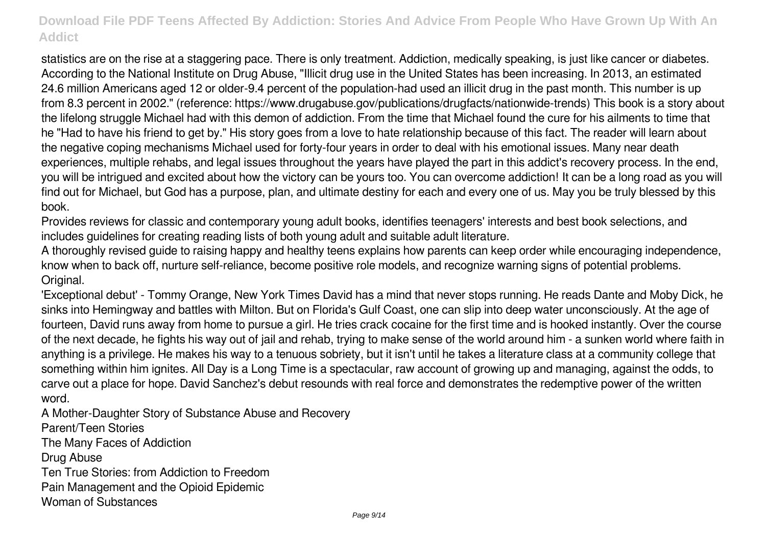statistics are on the rise at a staggering pace. There is only treatment. Addiction, medically speaking, is just like cancer or diabetes. According to the National Institute on Drug Abuse, "Illicit drug use in the United States has been increasing. In 2013, an estimated 24.6 million Americans aged 12 or older-9.4 percent of the population-had used an illicit drug in the past month. This number is up from 8.3 percent in 2002." (reference: https://www.drugabuse.gov/publications/drugfacts/nationwide-trends) This book is a story about the lifelong struggle Michael had with this demon of addiction. From the time that Michael found the cure for his ailments to time that he "Had to have his friend to get by." His story goes from a love to hate relationship because of this fact. The reader will learn about the negative coping mechanisms Michael used for forty-four years in order to deal with his emotional issues. Many near death experiences, multiple rehabs, and legal issues throughout the years have played the part in this addict's recovery process. In the end, you will be intrigued and excited about how the victory can be yours too. You can overcome addiction! It can be a long road as you will find out for Michael, but God has a purpose, plan, and ultimate destiny for each and every one of us. May you be truly blessed by this book.

Provides reviews for classic and contemporary young adult books, identifies teenagers' interests and best book selections, and includes guidelines for creating reading lists of both young adult and suitable adult literature.

A thoroughly revised guide to raising happy and healthy teens explains how parents can keep order while encouraging independence, know when to back off, nurture self-reliance, become positive role models, and recognize warning signs of potential problems. Original.

'Exceptional debut' - Tommy Orange, New York Times David has a mind that never stops running. He reads Dante and Moby Dick, he sinks into Hemingway and battles with Milton. But on Florida's Gulf Coast, one can slip into deep water unconsciously. At the age of fourteen, David runs away from home to pursue a girl. He tries crack cocaine for the first time and is hooked instantly. Over the course of the next decade, he fights his way out of jail and rehab, trying to make sense of the world around him - a sunken world where faith in anything is a privilege. He makes his way to a tenuous sobriety, but it isn't until he takes a literature class at a community college that something within him ignites. All Day is a Long Time is a spectacular, raw account of growing up and managing, against the odds, to carve out a place for hope. David Sanchez's debut resounds with real force and demonstrates the redemptive power of the written word.

A Mother-Daughter Story of Substance Abuse and Recovery

Parent/Teen Stories

The Many Faces of Addiction

Drug Abuse

Ten True Stories: from Addiction to Freedom

Pain Management and the Opioid Epidemic

Woman of Substances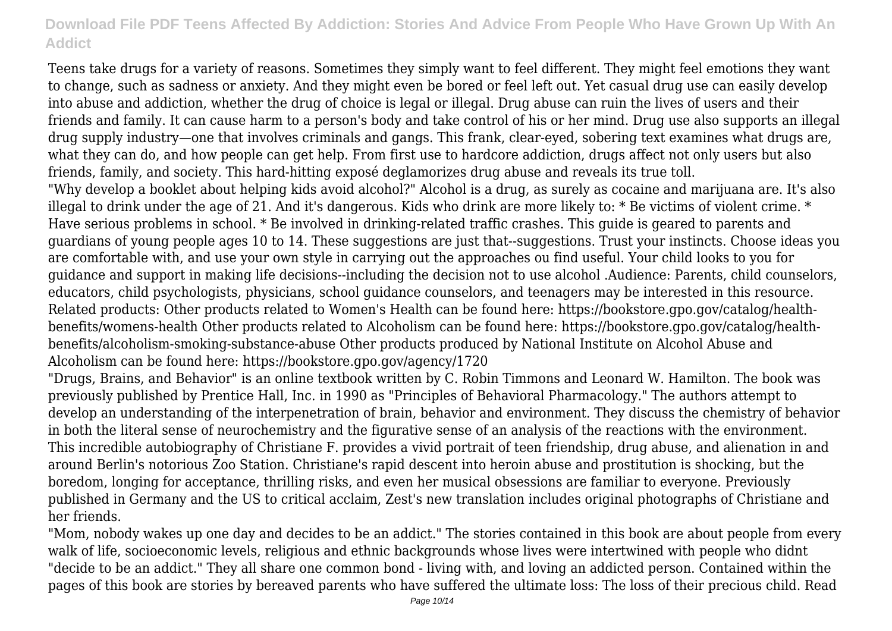Teens take drugs for a variety of reasons. Sometimes they simply want to feel different. They might feel emotions they want to change, such as sadness or anxiety. And they might even be bored or feel left out. Yet casual drug use can easily develop into abuse and addiction, whether the drug of choice is legal or illegal. Drug abuse can ruin the lives of users and their friends and family. It can cause harm to a person's body and take control of his or her mind. Drug use also supports an illegal drug supply industry—one that involves criminals and gangs. This frank, clear-eyed, sobering text examines what drugs are, what they can do, and how people can get help. From first use to hardcore addiction, drugs affect not only users but also friends, family, and society. This hard-hitting exposé deglamorizes drug abuse and reveals its true toll.

"Why develop a booklet about helping kids avoid alcohol?" Alcohol is a drug, as surely as cocaine and marijuana are. It's also illegal to drink under the age of 21. And it's dangerous. Kids who drink are more likely to: * Be victims of violent crime. * Have serious problems in school. * Be involved in drinking-related traffic crashes. This guide is geared to parents and guardians of young people ages 10 to 14. These suggestions are just that--suggestions. Trust your instincts. Choose ideas you are comfortable with, and use your own style in carrying out the approaches ou find useful. Your child looks to you for guidance and support in making life decisions--including the decision not to use alcohol .Audience: Parents, child counselors, educators, child psychologists, physicians, school guidance counselors, and teenagers may be interested in this resource. Related products: Other products related to Women's Health can be found here: https://bookstore.gpo.gov/catalog/health-benefits/womens-health Other products related to Alcoholism can be found here: https://bookstore.gpo.gov/catalog/health-benefits/alcoholism-smoking-substance-abuse Other products produced by National Institute on Alcohol Abuse and Alcoholism can be found here: https://bookstore.gpo.gov/agency/1720

"Drugs, Brains, and Behavior" is an online textbook written by C. Robin Timmons and Leonard W. Hamilton. The book was previously published by Prentice Hall, Inc. in 1990 as "Principles of Behavioral Pharmacology." The authors attempt to develop an understanding of the interpenetration of brain, behavior and environment. They discuss the chemistry of behavior in both the literal sense of neurochemistry and the figurative sense of an analysis of the reactions with the environment.

This incredible autobiography of Christiane F. provides a vivid portrait of teen friendship, drug abuse, and alienation in and around Berlin's notorious Zoo Station. Christiane's rapid descent into heroin abuse and prostitution is shocking, but the boredom, longing for acceptance, thrilling risks, and even her musical obsessions are familiar to everyone. Previously published in Germany and the US to critical acclaim, Zest's new translation includes original photographs of Christiane and her friends.

"Mom, nobody wakes up one day and decides to be an addict." The stories contained in this book are about people from every walk of life, socioeconomic levels, religious and ethnic backgrounds whose lives were intertwined with people who didnt "decide to be an addict." They all share one common bond - living with, and loving an addicted person. Contained within the pages of this book are stories by bereaved parents who have suffered the ultimate loss: The loss of their precious child. Read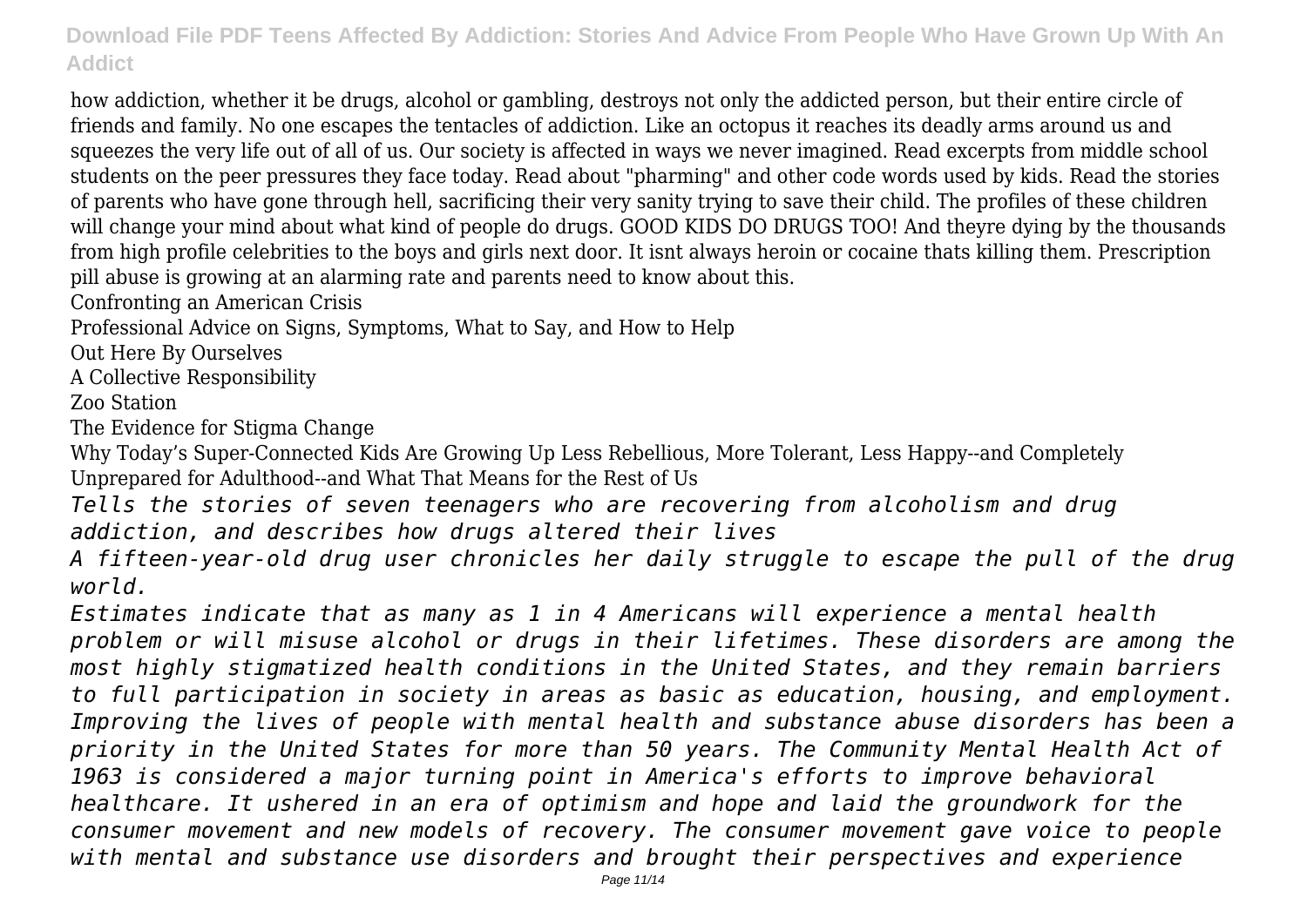how addiction, whether it be drugs, alcohol or gambling, destroys not only the addicted person, but their entire circle of friends and family. No one escapes the tentacles of addiction. Like an octopus it reaches its deadly arms around us and squeezes the very life out of all of us. Our society is affected in ways we never imagined. Read excerpts from middle school students on the peer pressures they face today. Read about "pharming" and other code words used by kids. Read the stories of parents who have gone through hell, sacrificing their very sanity trying to save their child. The profiles of these children will change your mind about what kind of people do drugs. GOOD KIDS DO DRUGS TOO! And theyre dying by the thousands from high profile celebrities to the boys and girls next door. It isnt always heroin or cocaine thats killing them. Prescription pill abuse is growing at an alarming rate and parents need to know about this.

Confronting an American Crisis

Professional Advice on Signs, Symptoms, What to Say, and How to Help

Out Here By Ourselves

A Collective Responsibility

Zoo Station

The Evidence for Stigma Change

Why Today's Super-Connected Kids Are Growing Up Less Rebellious, More Tolerant, Less Happy--and Completely Unprepared for Adulthood--and What That Means for the Rest of Us

*Tells the stories of seven teenagers who are recovering from alcoholism and drug addiction, and describes how drugs altered their lives*

*A fifteen-year-old drug user chronicles her daily struggle to escape the pull of the drug world.*

*Estimates indicate that as many as 1 in 4 Americans will experience a mental health problem or will misuse alcohol or drugs in their lifetimes. These disorders are among the most highly stigmatized health conditions in the United States, and they remain barriers to full participation in society in areas as basic as education, housing, and employment. Improving the lives of people with mental health and substance abuse disorders has been a priority in the United States for more than 50 years. The Community Mental Health Act of 1963 is considered a major turning point in America's efforts to improve behavioral healthcare. It ushered in an era of optimism and hope and laid the groundwork for the consumer movement and new models of recovery. The consumer movement gave voice to people with mental and substance use disorders and brought their perspectives and experience*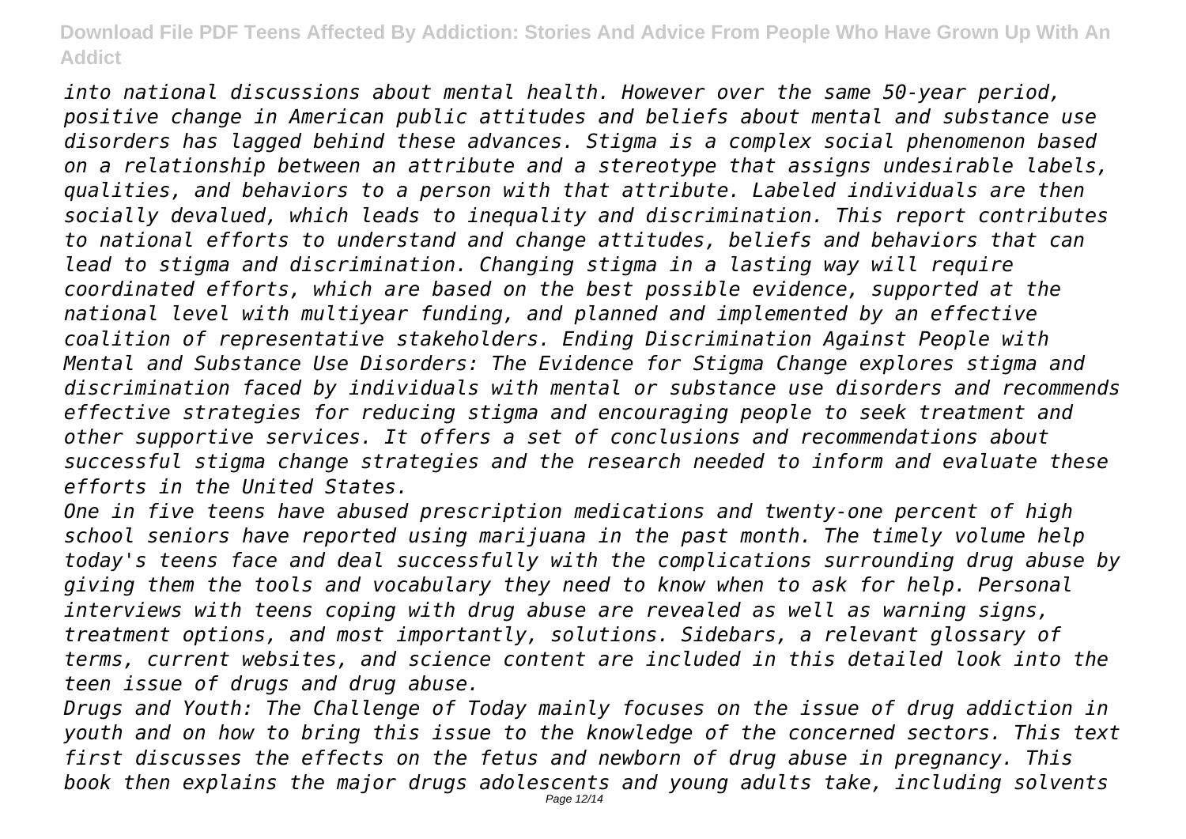*into national discussions about mental health. However over the same 50-year period, positive change in American public attitudes and beliefs about mental and substance use disorders has lagged behind these advances. Stigma is a complex social phenomenon based on a relationship between an attribute and a stereotype that assigns undesirable labels, qualities, and behaviors to a person with that attribute. Labeled individuals are then socially devalued, which leads to inequality and discrimination. This report contributes to national efforts to understand and change attitudes, beliefs and behaviors that can lead to stigma and discrimination. Changing stigma in a lasting way will require coordinated efforts, which are based on the best possible evidence, supported at the national level with multiyear funding, and planned and implemented by an effective coalition of representative stakeholders. Ending Discrimination Against People with Mental and Substance Use Disorders: The Evidence for Stigma Change explores stigma and discrimination faced by individuals with mental or substance use disorders and recommends effective strategies for reducing stigma and encouraging people to seek treatment and other supportive services. It offers a set of conclusions and recommendations about successful stigma change strategies and the research needed to inform and evaluate these efforts in the United States.*

*One in five teens have abused prescription medications and twenty-one percent of high school seniors have reported using marijuana in the past month. The timely volume help today's teens face and deal successfully with the complications surrounding drug abuse by giving them the tools and vocabulary they need to know when to ask for help. Personal interviews with teens coping with drug abuse are revealed as well as warning signs, treatment options, and most importantly, solutions. Sidebars, a relevant glossary of terms, current websites, and science content are included in this detailed look into the teen issue of drugs and drug abuse.*

*Drugs and Youth: The Challenge of Today mainly focuses on the issue of drug addiction in youth and on how to bring this issue to the knowledge of the concerned sectors. This text first discusses the effects on the fetus and newborn of drug abuse in pregnancy. This book then explains the major drugs adolescents and young adults take, including solvents*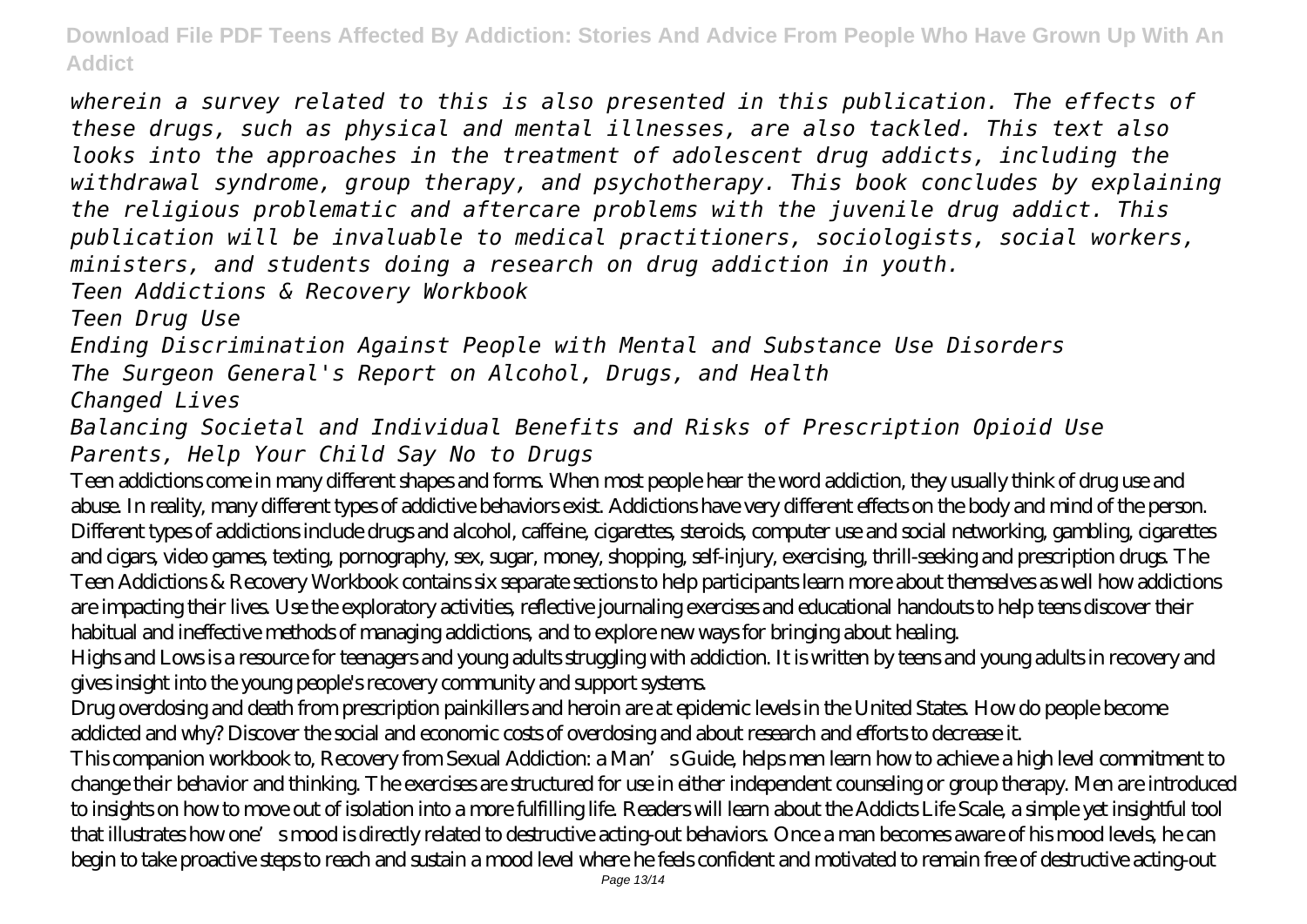*wherein a survey related to this is also presented in this publication. The effects of these drugs, such as physical and mental illnesses, are also tackled. This text also looks into the approaches in the treatment of adolescent drug addicts, including the withdrawal syndrome, group therapy, and psychotherapy. This book concludes by explaining the religious problematic and aftercare problems with the juvenile drug addict. This publication will be invaluable to medical practitioners, sociologists, social workers, ministers, and students doing a research on drug addiction in youth.*

*Teen Addictions & Recovery Workbook*

*Teen Drug Use*

*Ending Discrimination Against People with Mental and Substance Use Disorders*

*The Surgeon General's Report on Alcohol, Drugs, and Health*

*Changed Lives*

*Balancing Societal and Individual Benefits and Risks of Prescription Opioid Use*

*Parents, Help Your Child Say No to Drugs*

Teen addictions come in many different shapes and forms. When most people hear the word addiction, they usually think of drug use and abuse. In reality, many different types of addictive behaviors exist. Addictions have very different effects on the body and mind of the person. Different types of addictions include drugs and alcohol, caffeine, cigarettes, steroids, computer use and social networking, gambling, cigarettes and cigars, video games, texting, pornography, sex, sugar, money, shopping, self-injury, exercising, thrill-seeking and prescription drugs. The Teen Addictions & Recovery Workbook contains six separate sections to help participants learn more about themselves as well how addictions are impacting their lives. Use the exploratory activities, reflective journaling exercises and educational handouts to help teens discover their habitual and ineffective methods of managing addictions, and to explore new ways for bringing about healing.

Highs and Lows is a resource for teenagers and young adults struggling with addiction. It is written by teens and young adults in recovery and gives insight into the young people's recovery community and support systems.

Drug overdosing and death from prescription painkillers and heroin are at epidemic levels in the United States. How do people become addicted and why? Discover the social and economic costs of overdosing and about research and efforts to decrease it.

This companion workbook to, Recovery from Sexual Addiction: a Man's Guide, helps men learn how to achieve a high level commitment to change their behavior and thinking. The exercises are structured for use in either independent counseling or group therapy. Men are introduced to insights on how to move out of isolation into a more fulfilling life. Readers will learn about the Addicts Life Scale, a simple yet insightful tool that illustrates how one's mood is directly related to destructive acting-out behaviors. Once a man becomes aware of his mood levels, he can begin to take proactive steps to reach and sustain a mood level where he feels confident and motivated to remain free of destructive acting-out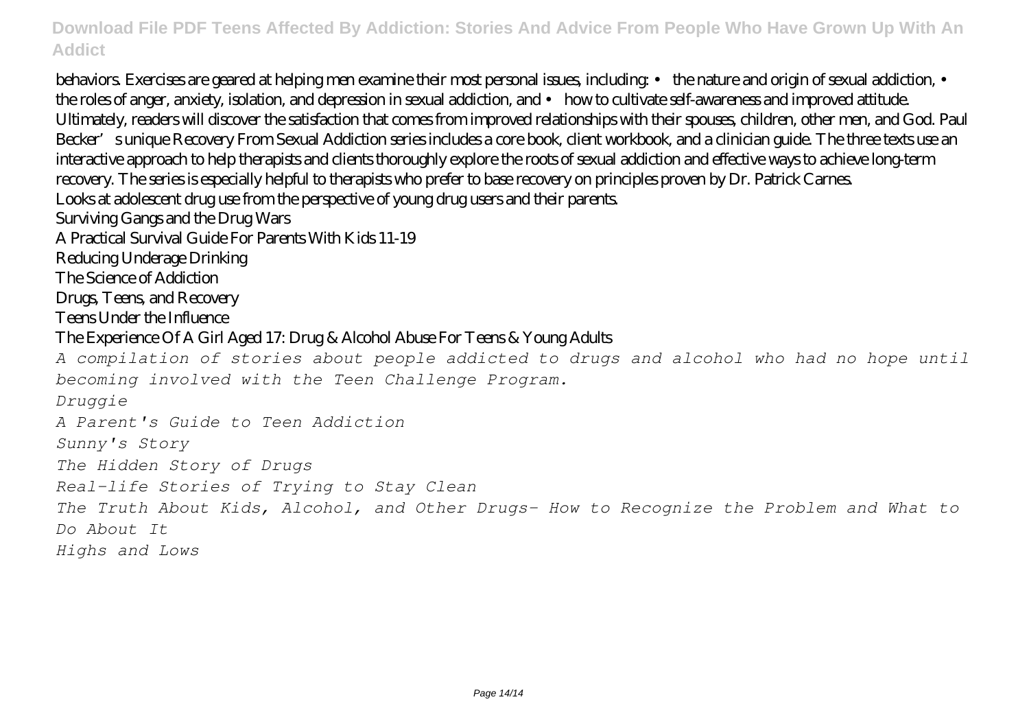behaviors. Exercises are geared at helping men examine their most personal issues, including: • the nature and origin of sexual addiction, • the roles of anger, anxiety, isolation, and depression in sexual addiction, and • how to cultivate self-awareness and improved attitude. Ultimately, readers will discover the satisfaction that comes from improved relationships with their spouses, children, other men, and God. Paul Becker's unique Recovery From Sexual Addiction series includes a core book, client workbook, and a clinician guide. The three texts use an interactive approach to help therapists and clients thoroughly explore the roots of sexual addiction and effective ways to achieve long-term recovery. The series is especially helpful to therapists who prefer to base recovery on principles proven by Dr. Patrick Carnes.

Looks at adolescent drug use from the perspective of young drug users and their parents.

Surviving Gangs and the Drug Wars

A Practical Survival Guide For Parents With Kids 11-19

Reducing Underage Drinking

The Science of Addiction

Drugs, Teens, and Recovery

Teens Under the Influence

The Experience Of A Girl Aged 17: Drug & Alcohol Abuse For Teens & Young Adults

*A compilation of stories about people addicted to drugs and alcohol who had no hope until becoming involved with the Teen Challenge Program.*

*Druggie*

*A Parent's Guide to Teen Addiction*

*Sunny's Story*

*The Hidden Story of Drugs*

*Real-life Stories of Trying to Stay Clean*

*The Truth About Kids, Alcohol, and Other Drugs- How to Recognize the Problem and What to Do About It*

*Highs and Lows*